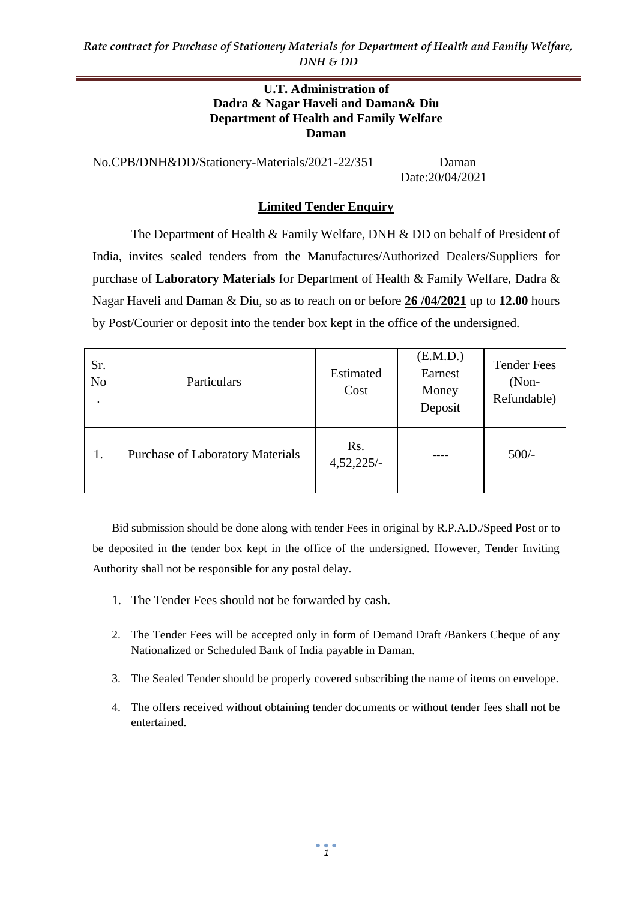**U.T. Administration of**
**Dadra & Nagar Haveli and Daman& Diu**
**Department of Health and Family Welfare**
**Daman**

No.CPB/DNH&DD/Stationery-Materials/2021-22/351 Daman
Date:20/04/2021

## Limited Tender Enquiry

The Department of Health & Family Welfare, DNH & DD on behalf of President of India, invites sealed tenders from the Manufactures/Authorized Dealers/Suppliers for purchase of **Laboratory Materials** for Department of Health & Family Welfare, Dadra & Nagar Haveli and Daman & Diu, so as to reach on or before **26 /04/2021** up to **12.00** hours by Post/Courier or deposit into the tender box kept in the office of the undersigned.

| Sr. No. | Particulars | Estimated Cost | (E.M.D.) Earnest Money Deposit | Tender Fees (Non-Refundable) |
|---|---|---|---|---|
| 1. | Purchase of Laboratory Materials | Rs. 4,52,225/- | ---- | 500/- |

Bid submission should be done along with tender Fees in original by R.P.A.D./Speed Post or to be deposited in the tender box kept in the office of the undersigned. However, Tender Inviting Authority shall not be responsible for any postal delay.

1. The Tender Fees should not be forwarded by cash.
2. The Tender Fees will be accepted only in form of Demand Draft /Bankers Cheque of any Nationalized or Scheduled Bank of India payable in Daman.
3. The Sealed Tender should be properly covered subscribing the name of items on envelope.
4. The offers received without obtaining tender documents or without tender fees shall not be entertained.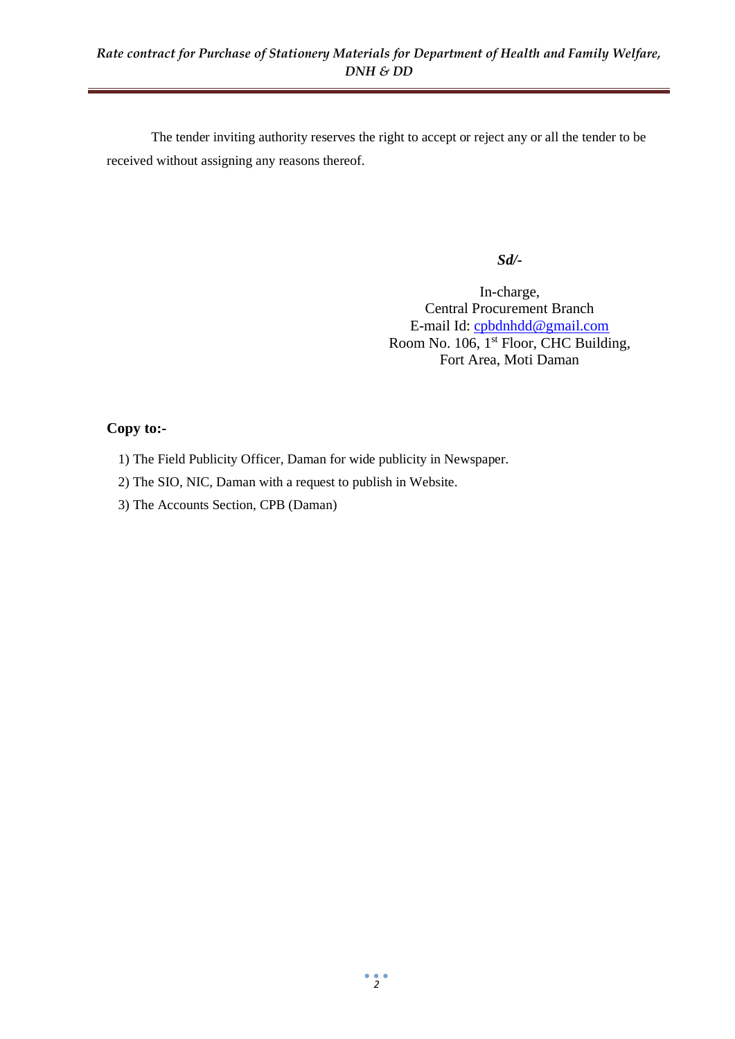The tender inviting authority reserves the right to accept or reject any or all the tender to be received without assigning any reasons thereof.

***Sd/-***

In-charge,
Central Procurement Branch
E-mail Id: cpbdnhdd@gmail.com
Room No. 106, 1st Floor, CHC Building,
Fort Area, Moti Daman

**Copy to:-**

1) The Field Publicity Officer, Daman for wide publicity in Newspaper.
2) The SIO, NIC, Daman with a request to publish in Website.
3) The Accounts Section, CPB (Daman)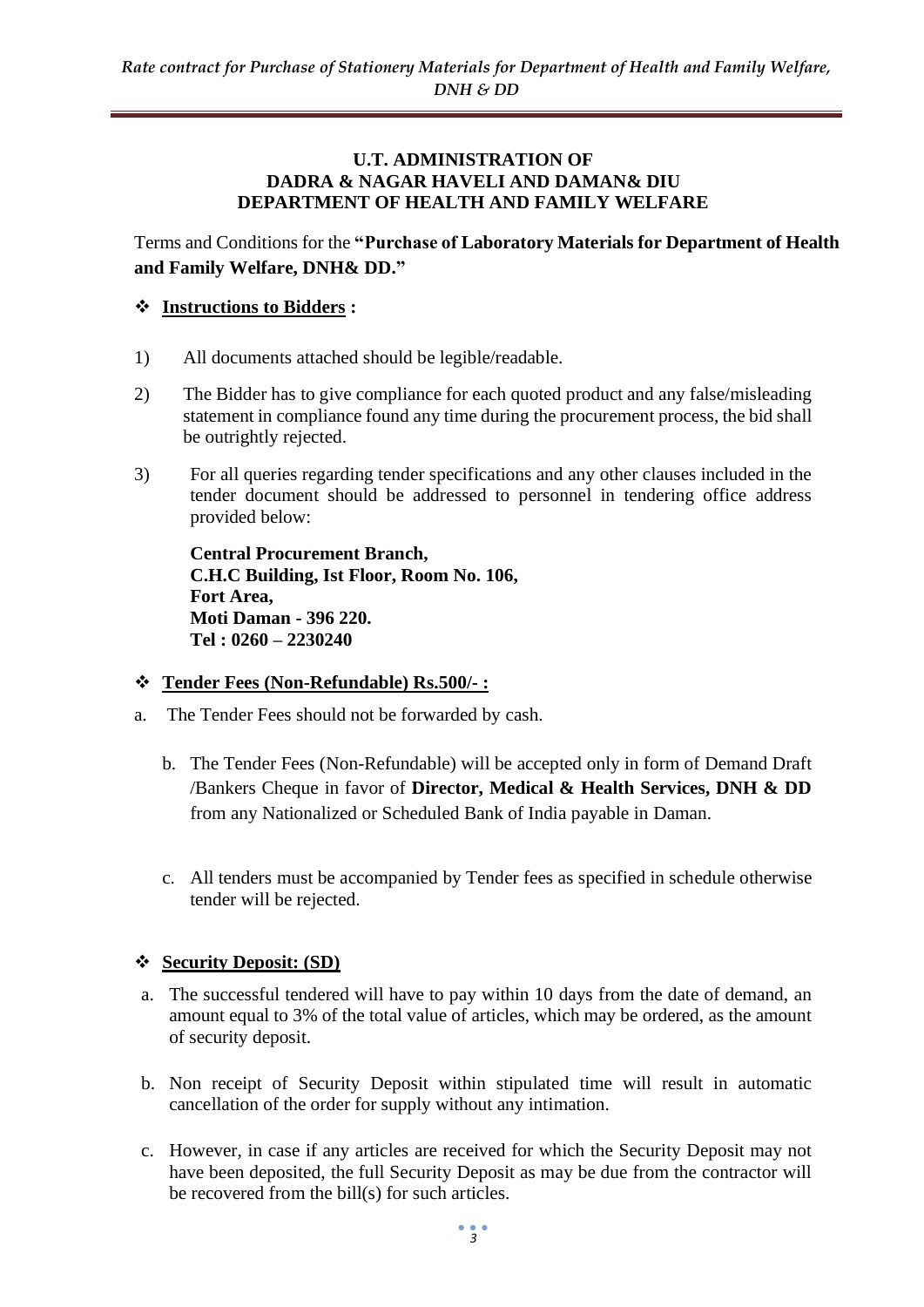**U.T. ADMINISTRATION OF**
**DADRA & NAGAR HAVELI AND DAMAN& DIU**
**DEPARTMENT OF HEALTH AND FAMILY WELFARE**

Terms and Conditions for the **"Purchase of Laboratory Materials for Department of Health and Family Welfare, DNH& DD."**

❖ **Instructions to Bidders :**

1) All documents attached should be legible/readable.

2) The Bidder has to give compliance for each quoted product and any false/misleading statement in compliance found any time during the procurement process, the bid shall be outrightly rejected.

3) For all queries regarding tender specifications and any other clauses included in the tender document should be addressed to personnel in tendering office address provided below:

   **Central Procurement Branch,**
   **C.H.C Building, Ist Floor, Room No. 106,**
   **Fort Area,**
   **Moti Daman - 396 220.**
   **Tel : 0260 – 2230240**

❖ **Tender Fees (Non-Refundable) Rs.500/- :**

a. The Tender Fees should not be forwarded by cash.

b. The Tender Fees (Non-Refundable) will be accepted only in form of Demand Draft /Bankers Cheque in favor of **Director, Medical & Health Services, DNH & DD** from any Nationalized or Scheduled Bank of India payable in Daman.

c. All tenders must be accompanied by Tender fees as specified in schedule otherwise tender will be rejected.

❖ **Security Deposit: (SD)**

a. The successful tendered will have to pay within 10 days from the date of demand, an amount equal to 3% of the total value of articles, which may be ordered, as the amount of security deposit.

b. Non receipt of Security Deposit within stipulated time will result in automatic cancellation of the order for supply without any intimation.

c. However, in case if any articles are received for which the Security Deposit may not have been deposited, the full Security Deposit as may be due from the contractor will be recovered from the bill(s) for such articles.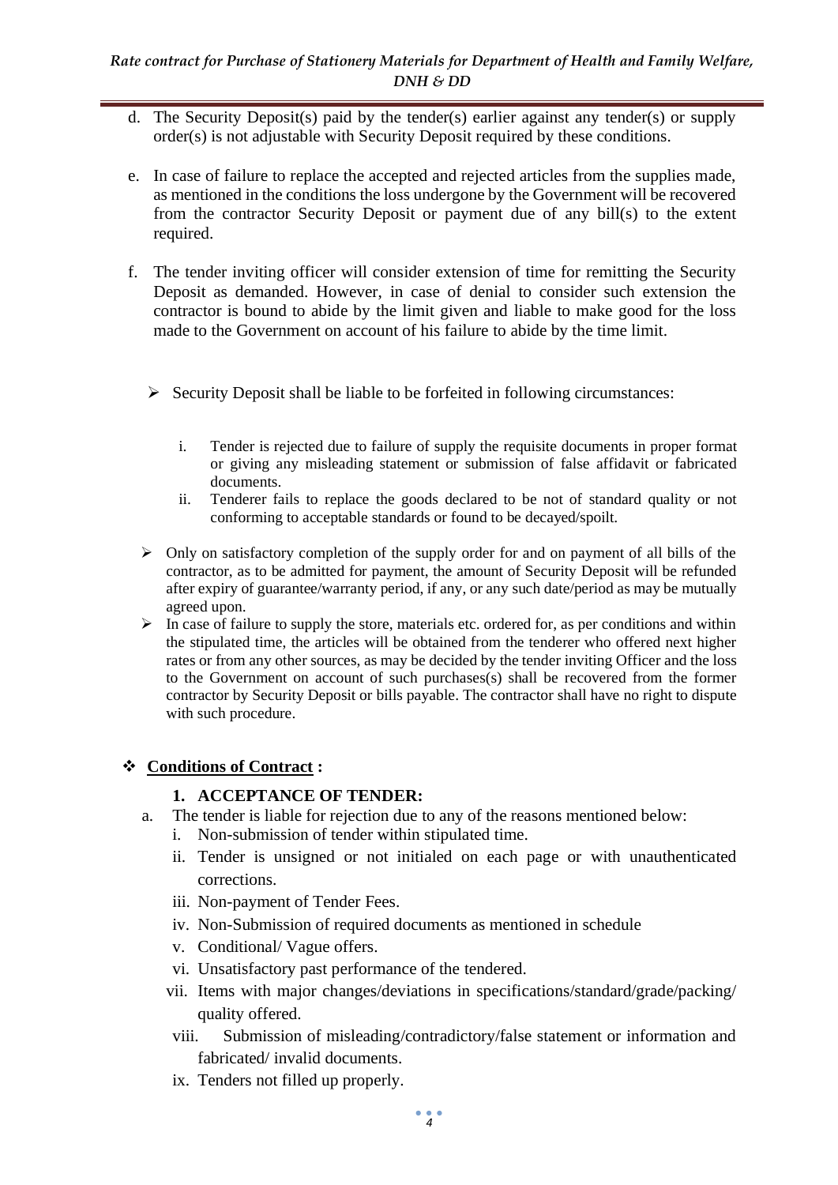d. The Security Deposit(s) paid by the tender(s) earlier against any tender(s) or supply order(s) is not adjustable with Security Deposit required by these conditions.

e. In case of failure to replace the accepted and rejected articles from the supplies made, as mentioned in the conditions the loss undergone by the Government will be recovered from the contractor Security Deposit or payment due of any bill(s) to the extent required.

f. The tender inviting officer will consider extension of time for remitting the Security Deposit as demanded. However, in case of denial to consider such extension the contractor is bound to abide by the limit given and liable to make good for the loss made to the Government on account of his failure to abide by the time limit.

- Security Deposit shall be liable to be forfeited in following circumstances:

  i. Tender is rejected due to failure of supply the requisite documents in proper format or giving any misleading statement or submission of false affidavit or fabricated documents.
  ii. Tenderer fails to replace the goods declared to be not of standard quality or not conforming to acceptable standards or found to be decayed/spoilt.

- Only on satisfactory completion of the supply order for and on payment of all bills of the contractor, as to be admitted for payment, the amount of Security Deposit will be refunded after expiry of guarantee/warranty period, if any, or any such date/period as may be mutually agreed upon.
- In case of failure to supply the store, materials etc. ordered for, as per conditions and within the stipulated time, the articles will be obtained from the tenderer who offered next higher rates or from any other sources, as may be decided by the tender inviting Officer and the loss to the Government on account of such purchases(s) shall be recovered from the former contractor by Security Deposit or bills payable. The contractor shall have no right to dispute with such procedure.

## **Conditions of Contract :**

### 1. ACCEPTANCE OF TENDER:

a. The tender is liable for rejection due to any of the reasons mentioned below:
   i. Non-submission of tender within stipulated time.
   ii. Tender is unsigned or not initialed on each page or with unauthenticated corrections.
   iii. Non-payment of Tender Fees.
   iv. Non-Submission of required documents as mentioned in schedule
   v. Conditional/ Vague offers.
   vi. Unsatisfactory past performance of the tendered.
   vii. Items with major changes/deviations in specifications/standard/grade/packing/ quality offered.
   viii. Submission of misleading/contradictory/false statement or information and fabricated/ invalid documents.
   ix. Tenders not filled up properly.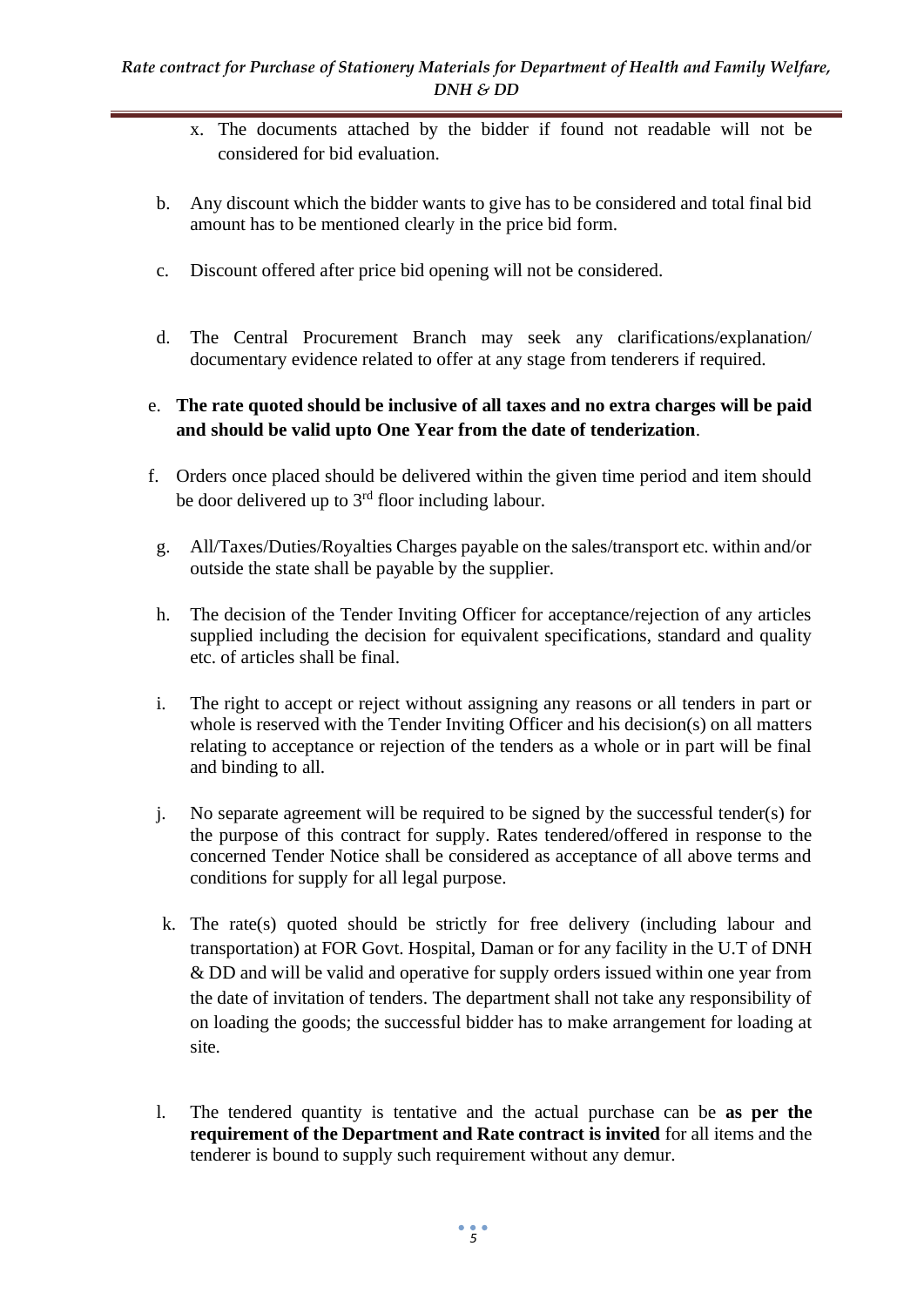x. The documents attached by the bidder if found not readable will not be considered for bid evaluation.

b. Any discount which the bidder wants to give has to be considered and total final bid amount has to be mentioned clearly in the price bid form.

c. Discount offered after price bid opening will not be considered.

d. The Central Procurement Branch may seek any clarifications/explanation/ documentary evidence related to offer at any stage from tenderers if required.

e. **The rate quoted should be inclusive of all taxes and no extra charges will be paid and should be valid upto One Year from the date of tenderization**.

f. Orders once placed should be delivered within the given time period and item should be door delivered up to 3rd floor including labour.

g. All/Taxes/Duties/Royalties Charges payable on the sales/transport etc. within and/or outside the state shall be payable by the supplier.

h. The decision of the Tender Inviting Officer for acceptance/rejection of any articles supplied including the decision for equivalent specifications, standard and quality etc. of articles shall be final.

i. The right to accept or reject without assigning any reasons or all tenders in part or whole is reserved with the Tender Inviting Officer and his decision(s) on all matters relating to acceptance or rejection of the tenders as a whole or in part will be final and binding to all.

j. No separate agreement will be required to be signed by the successful tender(s) for the purpose of this contract for supply. Rates tendered/offered in response to the concerned Tender Notice shall be considered as acceptance of all above terms and conditions for supply for all legal purpose.

k. The rate(s) quoted should be strictly for free delivery (including labour and transportation) at FOR Govt. Hospital, Daman or for any facility in the U.T of DNH & DD and will be valid and operative for supply orders issued within one year from the date of invitation of tenders. The department shall not take any responsibility of on loading the goods; the successful bidder has to make arrangement for loading at site.

l. The tendered quantity is tentative and the actual purchase can be **as per the requirement of the Department and Rate contract is invited** for all items and the tenderer is bound to supply such requirement without any demur.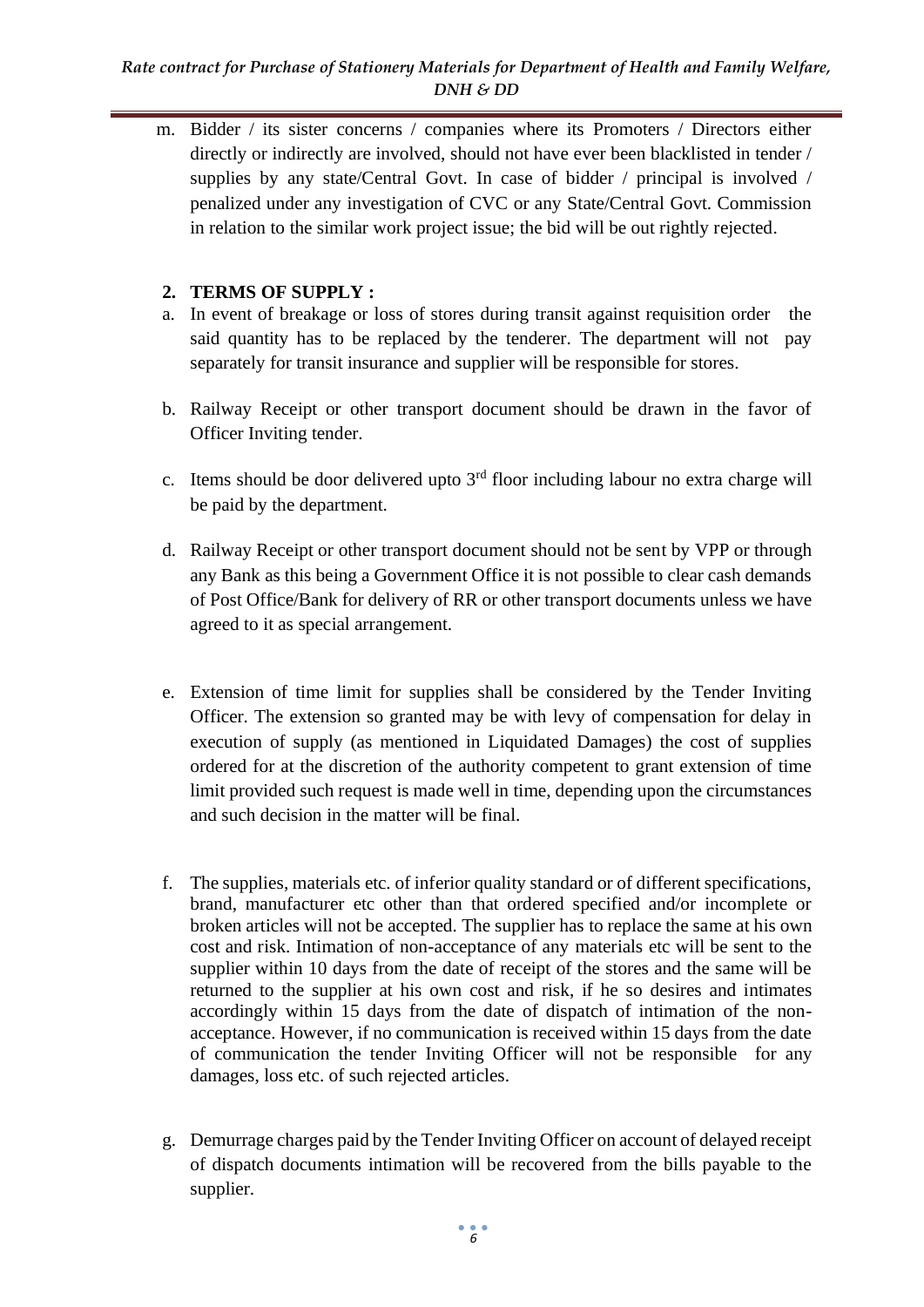m. Bidder / its sister concerns / companies where its Promoters / Directors either directly or indirectly are involved, should not have ever been blacklisted in tender / supplies by any state/Central Govt. In case of bidder / principal is involved / penalized under any investigation of CVC or any State/Central Govt. Commission in relation to the similar work project issue; the bid will be out rightly rejected.

## 2. TERMS OF SUPPLY :

a. In event of breakage or loss of stores during transit against requisition order the said quantity has to be replaced by the tenderer. The department will not pay separately for transit insurance and supplier will be responsible for stores.

b. Railway Receipt or other transport document should be drawn in the favor of Officer Inviting tender.

c. Items should be door delivered upto 3rd floor including labour no extra charge will be paid by the department.

d. Railway Receipt or other transport document should not be sent by VPP or through any Bank as this being a Government Office it is not possible to clear cash demands of Post Office/Bank for delivery of RR or other transport documents unless we have agreed to it as special arrangement.

e. Extension of time limit for supplies shall be considered by the Tender Inviting Officer. The extension so granted may be with levy of compensation for delay in execution of supply (as mentioned in Liquidated Damages) the cost of supplies ordered for at the discretion of the authority competent to grant extension of time limit provided such request is made well in time, depending upon the circumstances and such decision in the matter will be final.

f. The supplies, materials etc. of inferior quality standard or of different specifications, brand, manufacturer etc other than that ordered specified and/or incomplete or broken articles will not be accepted. The supplier has to replace the same at his own cost and risk. Intimation of non-acceptance of any materials etc will be sent to the supplier within 10 days from the date of receipt of the stores and the same will be returned to the supplier at his own cost and risk, if he so desires and intimates accordingly within 15 days from the date of dispatch of intimation of the non-acceptance. However, if no communication is received within 15 days from the date of communication the tender Inviting Officer will not be responsible for any damages, loss etc. of such rejected articles.

g. Demurrage charges paid by the Tender Inviting Officer on account of delayed receipt of dispatch documents intimation will be recovered from the bills payable to the supplier.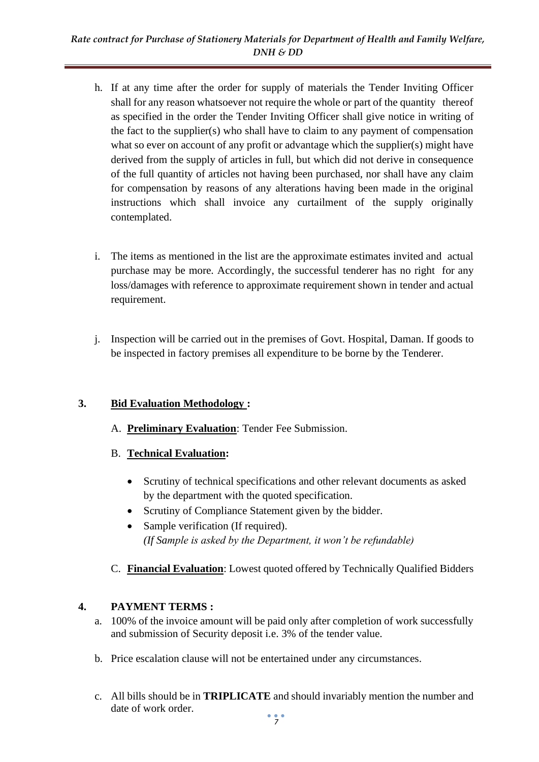h. If at any time after the order for supply of materials the Tender Inviting Officer shall for any reason whatsoever not require the whole or part of the quantity thereof as specified in the order the Tender Inviting Officer shall give notice in writing of the fact to the supplier(s) who shall have to claim to any payment of compensation what so ever on account of any profit or advantage which the supplier(s) might have derived from the supply of articles in full, but which did not derive in consequence of the full quantity of articles not having been purchased, nor shall have any claim for compensation by reasons of any alterations having been made in the original instructions which shall invoice any curtailment of the supply originally contemplated.

i. The items as mentioned in the list are the approximate estimates invited and actual purchase may be more. Accordingly, the successful tenderer has no right for any loss/damages with reference to approximate requirement shown in tender and actual requirement.

j. Inspection will be carried out in the premises of Govt. Hospital, Daman. If goods to be inspected in factory premises all expenditure to be borne by the Tenderer.

## 3. Bid Evaluation Methodology :

A. **Preliminary Evaluation**: Tender Fee Submission.

B. **Technical Evaluation:**

- Scrutiny of technical specifications and other relevant documents as asked by the department with the quoted specification.
- Scrutiny of Compliance Statement given by the bidder.
- Sample verification (If required).
  *(If Sample is asked by the Department, it won't be refundable)*

C. **Financial Evaluation**: Lowest quoted offered by Technically Qualified Bidders

## 4. PAYMENT TERMS :

a. 100% of the invoice amount will be paid only after completion of work successfully and submission of Security deposit i.e. 3% of the tender value.

b. Price escalation clause will not be entertained under any circumstances.

c. All bills should be in **TRIPLICATE** and should invariably mention the number and date of work order.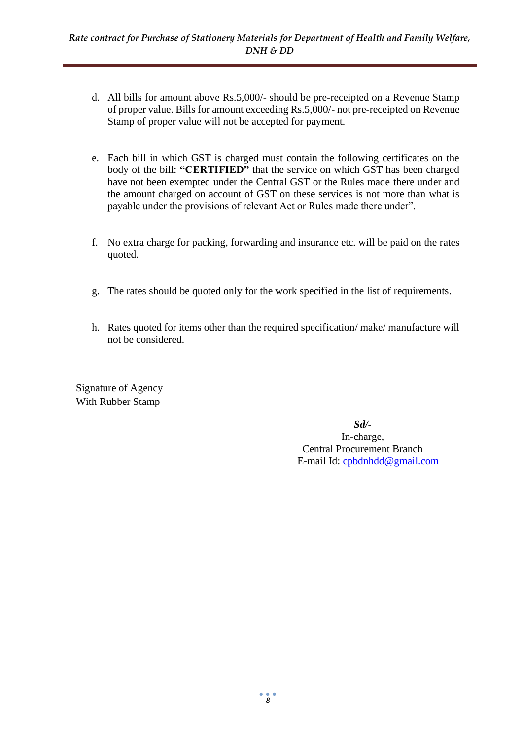d. All bills for amount above Rs.5,000/- should be pre-receipted on a Revenue Stamp of proper value. Bills for amount exceeding Rs.5,000/- not pre-receipted on Revenue Stamp of proper value will not be accepted for payment.

e. Each bill in which GST is charged must contain the following certificates on the body of the bill: **"CERTIFIED"** that the service on which GST has been charged have not been exempted under the Central GST or the Rules made there under and the amount charged on account of GST on these services is not more than what is payable under the provisions of relevant Act or Rules made there under".

f. No extra charge for packing, forwarding and insurance etc. will be paid on the rates quoted.

g. The rates should be quoted only for the work specified in the list of requirements.

h. Rates quoted for items other than the required specification/ make/ manufacture will not be considered.

Signature of Agency
With Rubber Stamp

***Sd/-***
In-charge,
Central Procurement Branch
E-mail Id: cpbdnhdd@gmail.com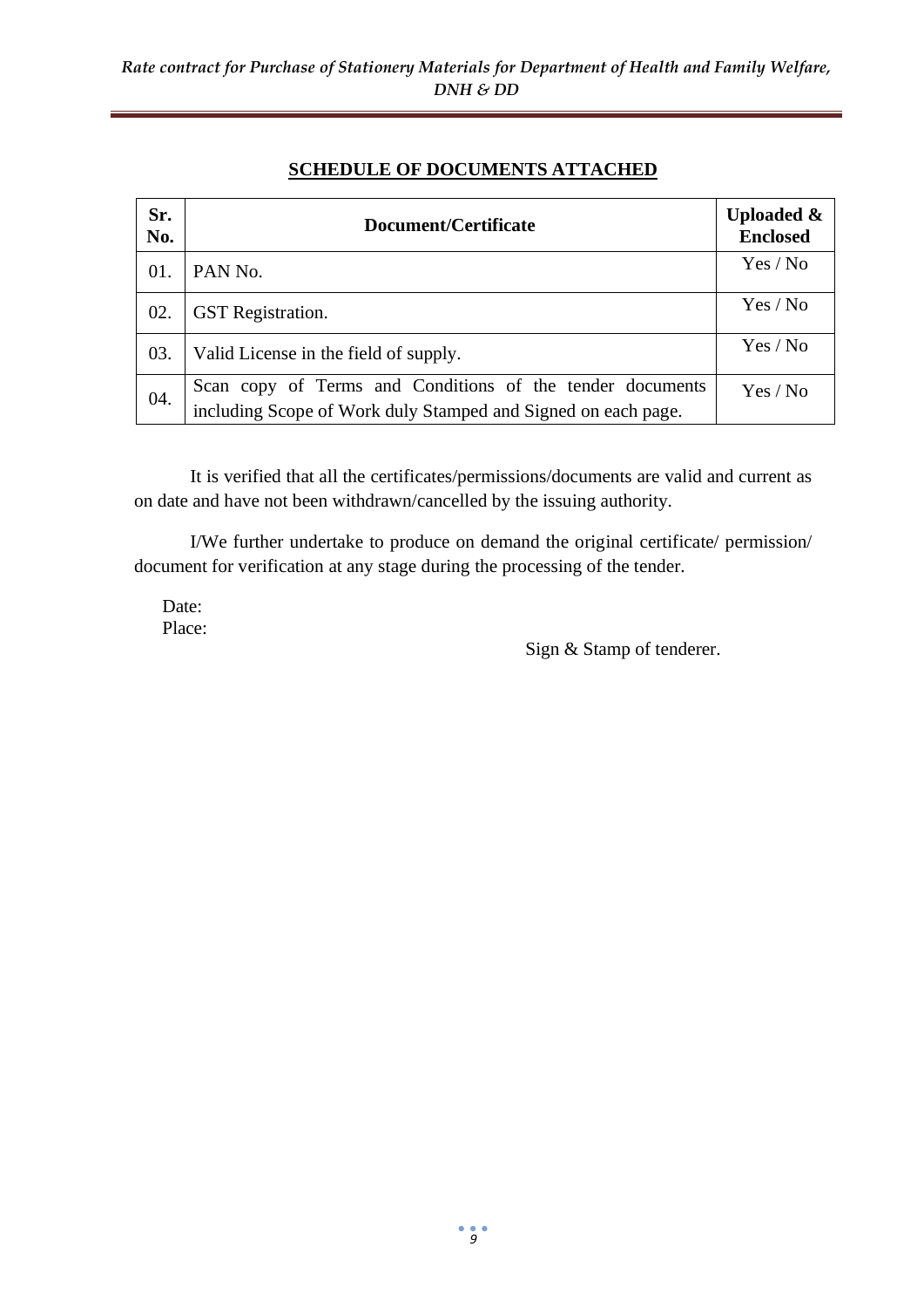## SCHEDULE OF DOCUMENTS ATTACHED

| Sr. No. | Document/Certificate | Uploaded & Enclosed |
|---|---|---|
| 01. | PAN No. | Yes / No |
| 02. | GST Registration. | Yes / No |
| 03. | Valid License in the field of supply. | Yes / No |
| 04. | Scan copy of Terms and Conditions of the tender documents including Scope of Work duly Stamped and Signed on each page. | Yes / No |

It is verified that all the certificates/permissions/documents are valid and current as on date and have not been withdrawn/cancelled by the issuing authority.

I/We further undertake to produce on demand the original certificate/ permission/ document for verification at any stage during the processing of the tender.

Date:
Place:

Sign & Stamp of tenderer.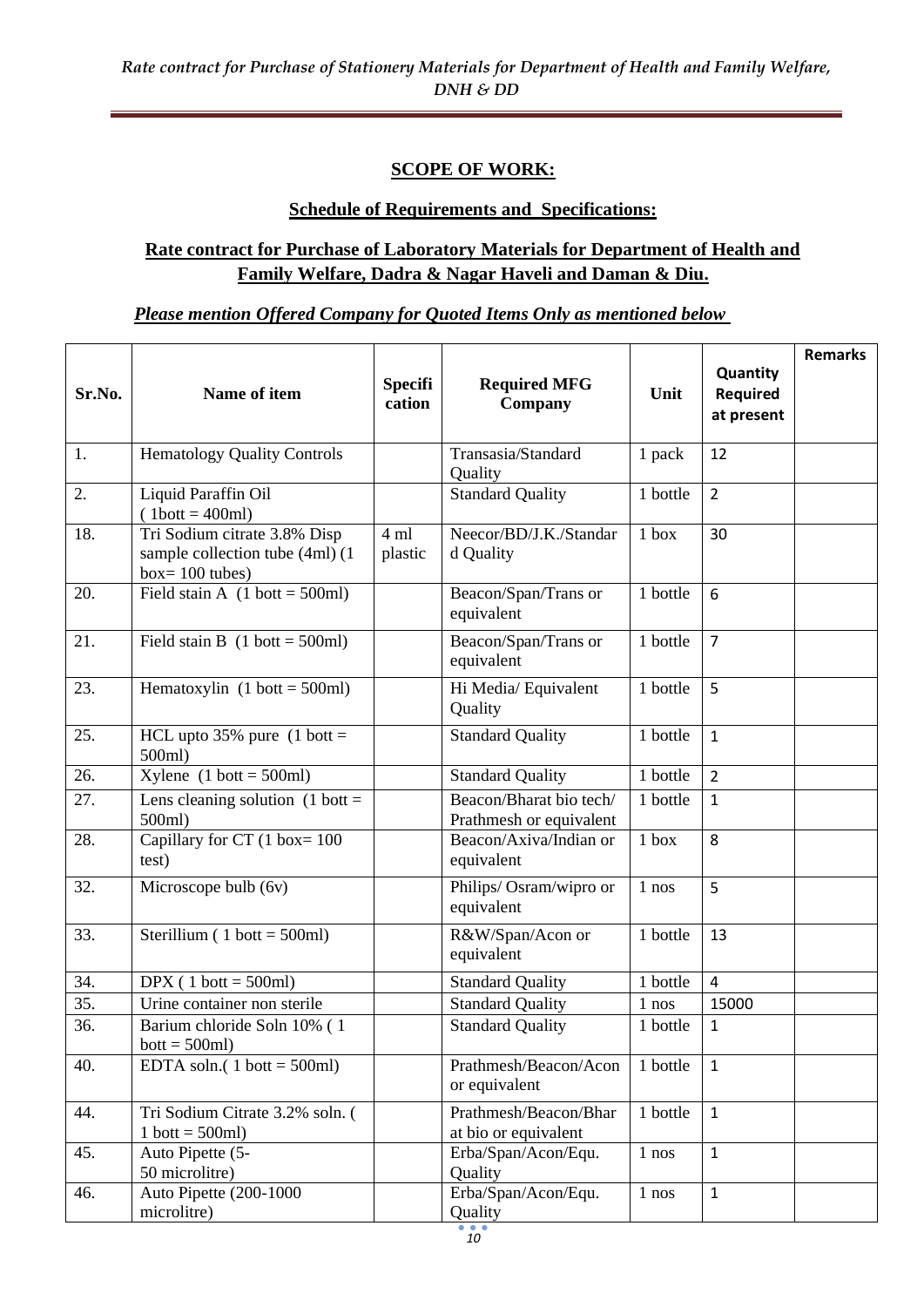## SCOPE OF WORK:

### Schedule of Requirements and Specifications:

### Rate contract for Purchase of Laboratory Materials for Department of Health and Family Welfare, Dadra & Nagar Haveli and Daman & Diu.

***Please mention Offered Company for Quoted Items Only as mentioned below***

| Sr.No. | Name of item | Specification | Required MFG Company | Unit | Quantity Required at present | Remarks |
|---|---|---|---|---|---|---|
| 1. | Hematology Quality Controls | | Transasia/Standard Quality | 1 pack | 12 | |
| 2. | Liquid Paraffin Oil ( 1bott = 400ml) | | Standard Quality | 1 bottle | 2 | |
| 18. | Tri Sodium citrate 3.8% Disp sample collection tube (4ml) (1 box= 100 tubes) | 4 ml plastic | Neecor/BD/J.K./Standard Quality | 1 box | 30 | |
| 20. | Field stain A (1 bott = 500ml) | | Beacon/Span/Trans or equivalent | 1 bottle | 6 | |
| 21. | Field stain B (1 bott = 500ml) | | Beacon/Span/Trans or equivalent | 1 bottle | 7 | |
| 23. | Hematoxylin (1 bott = 500ml) | | Hi Media/ Equivalent Quality | 1 bottle | 5 | |
| 25. | HCL upto 35% pure (1 bott = 500ml) | | Standard Quality | 1 bottle | 1 | |
| 26. | Xylene (1 bott = 500ml) | | Standard Quality | 1 bottle | 2 | |
| 27. | Lens cleaning solution (1 bott = 500ml) | | Beacon/Bharat bio tech/ Prathmesh or equivalent | 1 bottle | 1 | |
| 28. | Capillary for CT (1 box= 100 test) | | Beacon/Axiva/Indian or equivalent | 1 box | 8 | |
| 32. | Microscope bulb (6v) | | Philips/ Osram/wipro or equivalent | 1 nos | 5 | |
| 33. | Sterillium ( 1 bott = 500ml) | | R&W/Span/Acon or equivalent | 1 bottle | 13 | |
| 34. | DPX ( 1 bott = 500ml) | | Standard Quality | 1 bottle | 4 | |
| 35. | Urine container non sterile | | Standard Quality | 1 nos | 15000 | |
| 36. | Barium chloride Soln 10% ( 1 bott = 500ml) | | Standard Quality | 1 bottle | 1 | |
| 40. | EDTA soln.( 1 bott = 500ml) | | Prathmesh/Beacon/Acon or equivalent | 1 bottle | 1 | |
| 44. | Tri Sodium Citrate 3.2% soln. ( 1 bott = 500ml) | | Prathmesh/Beacon/Bharat bio or equivalent | 1 bottle | 1 | |
| 45. | Auto Pipette (5-50 microlitre) | | Erba/Span/Acon/Equ. Quality | 1 nos | 1 | |
| 46. | Auto Pipette (200-1000 microlitre) | | Erba/Span/Acon/Equ. Quality | 1 nos | 1 | |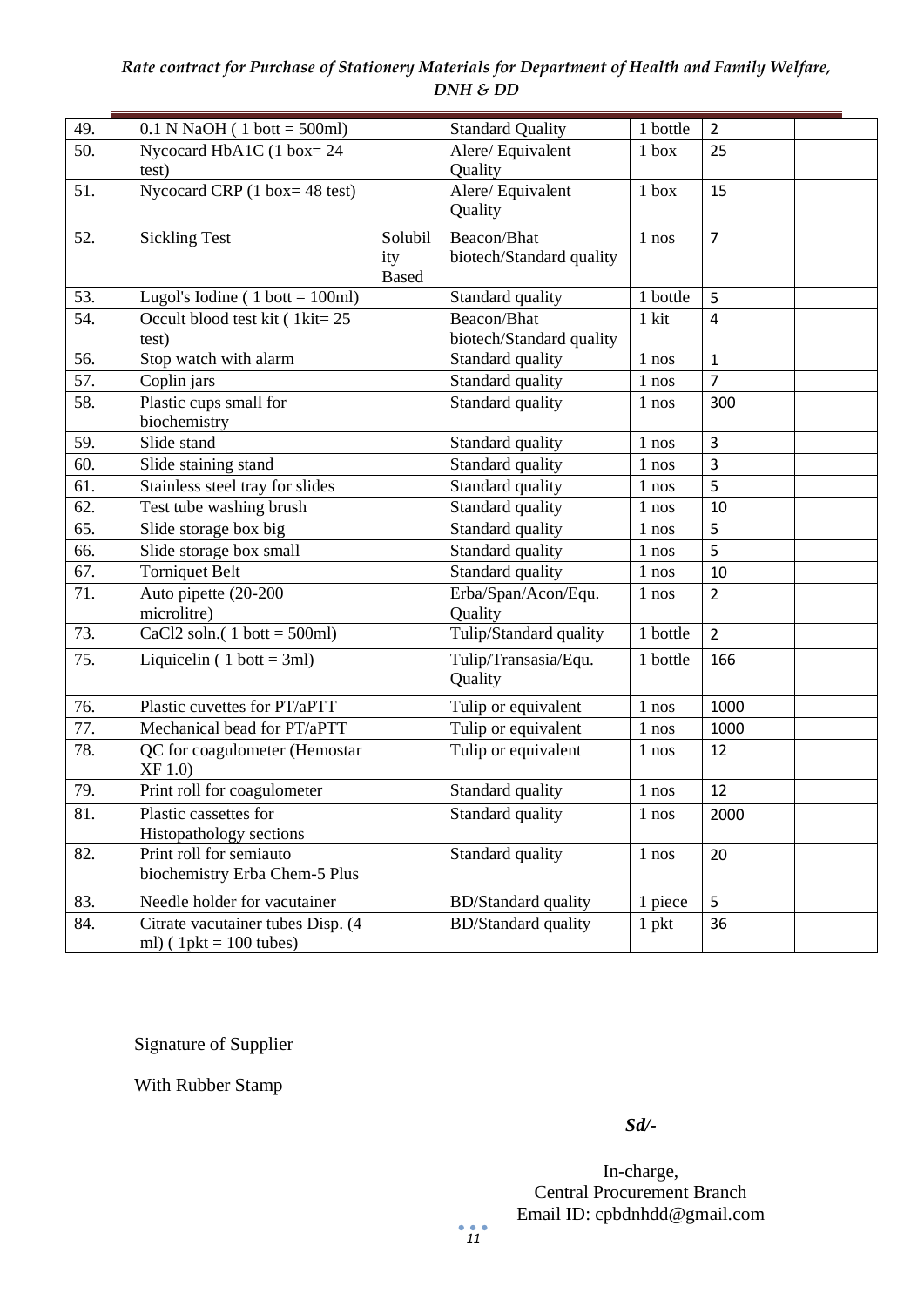| | | | | | | |
|---|---|---|---|---|---|---|
| 49. | 0.1 N NaOH ( 1 bott = 500ml) | | Standard Quality | 1 bottle | 2 | |
| 50. | Nycocard HbA1C (1 box= 24 test) | | Alere/ Equivalent Quality | 1 box | 25 | |
| 51. | Nycocard CRP (1 box= 48 test) | | Alere/ Equivalent Quality | 1 box | 15 | |
| 52. | Sickling Test | Solubility Based | Beacon/Bhat biotech/Standard quality | 1 nos | 7 | |
| 53. | Lugol's Iodine ( 1 bott = 100ml) | | Standard quality | 1 bottle | 5 | |
| 54. | Occult blood test kit ( 1kit= 25 test) | | Beacon/Bhat biotech/Standard quality | 1 kit | 4 | |
| 56. | Stop watch with alarm | | Standard quality | 1 nos | 1 | |
| 57. | Coplin jars | | Standard quality | 1 nos | 7 | |
| 58. | Plastic cups small for biochemistry | | Standard quality | 1 nos | 300 | |
| 59. | Slide stand | | Standard quality | 1 nos | 3 | |
| 60. | Slide staining stand | | Standard quality | 1 nos | 3 | |
| 61. | Stainless steel tray for slides | | Standard quality | 1 nos | 5 | |
| 62. | Test tube washing brush | | Standard quality | 1 nos | 10 | |
| 65. | Slide storage box big | | Standard quality | 1 nos | 5 | |
| 66. | Slide storage box small | | Standard quality | 1 nos | 5 | |
| 67. | Torniquet Belt | | Standard quality | 1 nos | 10 | |
| 71. | Auto pipette (20-200 microlitre) | | Erba/Span/Acon/Equ. Quality | 1 nos | 2 | |
| 73. | CaCl2 soln.( 1 bott = 500ml) | | Tulip/Standard quality | 1 bottle | 2 | |
| 75. | Liquicelin ( 1 bott = 3ml) | | Tulip/Transasia/Equ. Quality | 1 bottle | 166 | |
| 76. | Plastic cuvettes for PT/aPTT | | Tulip or equivalent | 1 nos | 1000 | |
| 77. | Mechanical bead for PT/aPTT | | Tulip or equivalent | 1 nos | 1000 | |
| 78. | QC for coagulometer (Hemostar XF 1.0) | | Tulip or equivalent | 1 nos | 12 | |
| 79. | Print roll for coagulometer | | Standard quality | 1 nos | 12 | |
| 81. | Plastic cassettes for Histopathology sections | | Standard quality | 1 nos | 2000 | |
| 82. | Print roll for semiauto biochemistry Erba Chem-5 Plus | | Standard quality | 1 nos | 20 | |
| 83. | Needle holder for vacutainer | | BD/Standard quality | 1 piece | 5 | |
| 84. | Citrate vacutainer tubes Disp. (4 ml) ( 1pkt = 100 tubes) | | BD/Standard quality | 1 pkt | 36 | |

Signature of Supplier

With Rubber Stamp

***Sd/-***

In-charge,
Central Procurement Branch
Email ID: cpbdnhdd@gmail.com